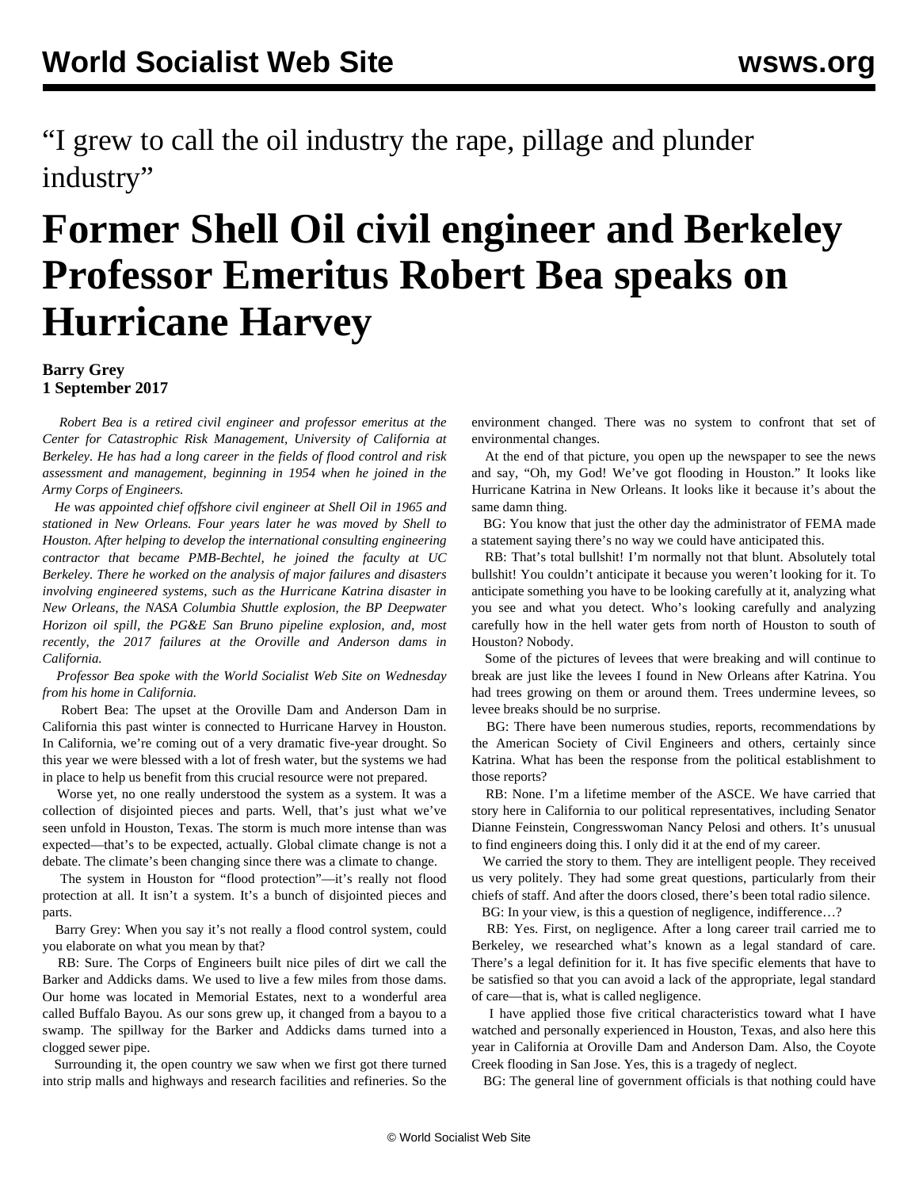“I grew to call the oil industry the rape, pillage and plunder industry”

# Former Shell Oil civil engineer and Berkeley Professor Emeritus Robert Bea speaks on Hurricane Harvey

**Barry Grey**
**1 September 2017**

*Robert Bea is a retired civil engineer and professor emeritus at the Center for Catastrophic Risk Management, University of California at Berkeley. He has had a long career in the fields of flood control and risk assessment and management, beginning in 1954 when he joined in the Army Corps of Engineers.*

*He was appointed chief offshore civil engineer at Shell Oil in 1965 and stationed in New Orleans. Four years later he was moved by Shell to Houston. After helping to develop the international consulting engineering contractor that became PMB-Bechtel, he joined the faculty at UC Berkeley. There he worked on the analysis of major failures and disasters involving engineered systems, such as the Hurricane Katrina disaster in New Orleans, the NASA Columbia Shuttle explosion, the BP Deepwater Horizon oil spill, the PG&E San Bruno pipeline explosion, and, most recently, the 2017 failures at the Oroville and Anderson dams in California.*

*Professor Bea spoke with the World Socialist Web Site on Wednesday from his home in California.*

Robert Bea: The upset at the Oroville Dam and Anderson Dam in California this past winter is connected to Hurricane Harvey in Houston. In California, we’re coming out of a very dramatic five-year drought. So this year we were blessed with a lot of fresh water, but the systems we had in place to help us benefit from this crucial resource were not prepared.

Worse yet, no one really understood the system as a system. It was a collection of disjointed pieces and parts. Well, that’s just what we’ve seen unfold in Houston, Texas. The storm is much more intense than was expected—that’s to be expected, actually. Global climate change is not a debate. The climate’s been changing since there was a climate to change.

The system in Houston for “flood protection”—it’s really not flood protection at all. It isn’t a system. It’s a bunch of disjointed pieces and parts.

Barry Grey: When you say it’s not really a flood control system, could you elaborate on what you mean by that?

RB: Sure. The Corps of Engineers built nice piles of dirt we call the Barker and Addicks dams. We used to live a few miles from those dams. Our home was located in Memorial Estates, next to a wonderful area called Buffalo Bayou. As our sons grew up, it changed from a bayou to a swamp. The spillway for the Barker and Addicks dams turned into a clogged sewer pipe.

Surrounding it, the open country we saw when we first got there turned into strip malls and highways and research facilities and refineries. So the environment changed. There was no system to confront that set of environmental changes.

At the end of that picture, you open up the newspaper to see the news and say, “Oh, my God! We’ve got flooding in Houston.” It looks like Hurricane Katrina in New Orleans. It looks like it because it’s about the same damn thing.

BG: You know that just the other day the administrator of FEMA made a statement saying there’s no way we could have anticipated this.

RB: That’s total bullshit! I’m normally not that blunt. Absolutely total bullshit! You couldn’t anticipate it because you weren’t looking for it. To anticipate something you have to be looking carefully at it, analyzing what you see and what you detect. Who’s looking carefully and analyzing carefully how in the hell water gets from north of Houston to south of Houston? Nobody.

Some of the pictures of levees that were breaking and will continue to break are just like the levees I found in New Orleans after Katrina. You had trees growing on them or around them. Trees undermine levees, so levee breaks should be no surprise.

BG: There have been numerous studies, reports, recommendations by the American Society of Civil Engineers and others, certainly since Katrina. What has been the response from the political establishment to those reports?

RB: None. I’m a lifetime member of the ASCE. We have carried that story here in California to our political representatives, including Senator Dianne Feinstein, Congresswoman Nancy Pelosi and others. It’s unusual to find engineers doing this. I only did it at the end of my career.

We carried the story to them. They are intelligent people. They received us very politely. They had some great questions, particularly from their chiefs of staff. And after the doors closed, there’s been total radio silence.

BG: In your view, is this a question of negligence, indifference…?

RB: Yes. First, on negligence. After a long career trail carried me to Berkeley, we researched what’s known as a legal standard of care. There’s a legal definition for it. It has five specific elements that have to be satisfied so that you can avoid a lack of the appropriate, legal standard of care—that is, what is called negligence.

I have applied those five critical characteristics toward what I have watched and personally experienced in Houston, Texas, and also here this year in California at Oroville Dam and Anderson Dam. Also, the Coyote Creek flooding in San Jose. Yes, this is a tragedy of neglect.

BG: The general line of government officials is that nothing could have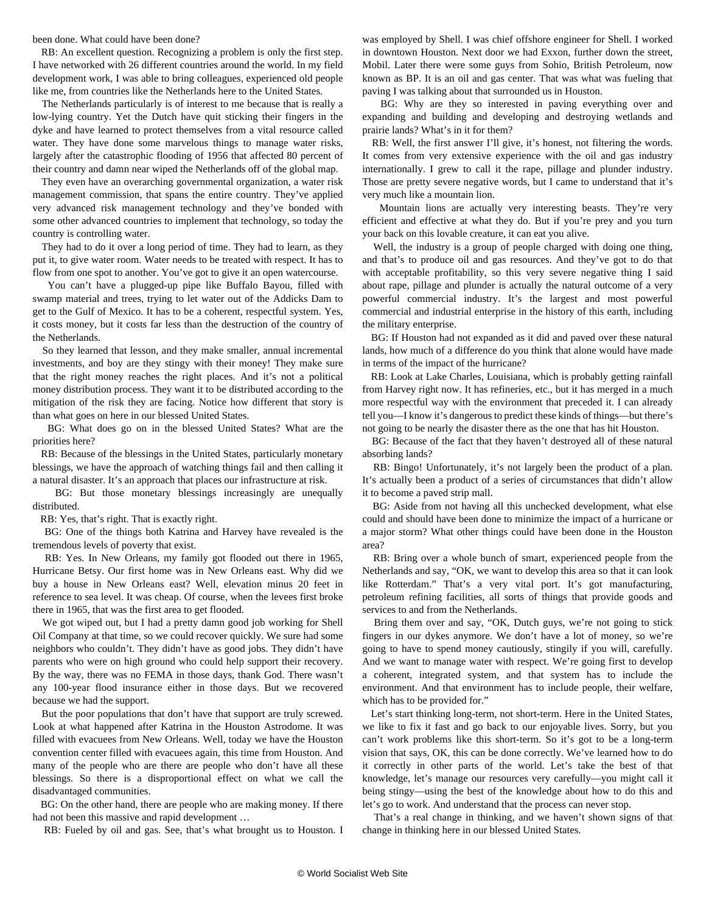been done. What could have been done?

RB: An excellent question. Recognizing a problem is only the first step. I have networked with 26 different countries around the world. In my field development work, I was able to bring colleagues, experienced old people like me, from countries like the Netherlands here to the United States.

The Netherlands particularly is of interest to me because that is really a low-lying country. Yet the Dutch have quit sticking their fingers in the dyke and have learned to protect themselves from a vital resource called water. They have done some marvelous things to manage water risks, largely after the catastrophic flooding of 1956 that affected 80 percent of their country and damn near wiped the Netherlands off of the global map.

They even have an overarching governmental organization, a water risk management commission, that spans the entire country. They've applied very advanced risk management technology and they've bonded with some other advanced countries to implement that technology, so today the country is controlling water.

They had to do it over a long period of time. They had to learn, as they put it, to give water room. Water needs to be treated with respect. It has to flow from one spot to another. You've got to give it an open watercourse.

You can't have a plugged-up pipe like Buffalo Bayou, filled with swamp material and trees, trying to let water out of the Addicks Dam to get to the Gulf of Mexico. It has to be a coherent, respectful system. Yes, it costs money, but it costs far less than the destruction of the country of the Netherlands.

So they learned that lesson, and they make smaller, annual incremental investments, and boy are they stingy with their money! They make sure that the right money reaches the right places. And it's not a political money distribution process. They want it to be distributed according to the mitigation of the risk they are facing. Notice how different that story is than what goes on here in our blessed United States.

BG: What does go on in the blessed United States? What are the priorities here?

RB: Because of the blessings in the United States, particularly monetary blessings, we have the approach of watching things fail and then calling it a natural disaster. It's an approach that places our infrastructure at risk.

BG: But those monetary blessings increasingly are unequally distributed.

RB: Yes, that's right. That is exactly right.

BG: One of the things both Katrina and Harvey have revealed is the tremendous levels of poverty that exist.

RB: Yes. In New Orleans, my family got flooded out there in 1965, Hurricane Betsy. Our first home was in New Orleans east. Why did we buy a house in New Orleans east? Well, elevation minus 20 feet in reference to sea level. It was cheap. Of course, when the levees first broke there in 1965, that was the first area to get flooded.

We got wiped out, but I had a pretty damn good job working for Shell Oil Company at that time, so we could recover quickly. We sure had some neighbors who couldn't. They didn't have as good jobs. They didn't have parents who were on high ground who could help support their recovery. By the way, there was no FEMA in those days, thank God. There wasn't any 100-year flood insurance either in those days. But we recovered because we had the support.

But the poor populations that don't have that support are truly screwed. Look at what happened after Katrina in the Houston Astrodome. It was filled with evacuees from New Orleans. Well, today we have the Houston convention center filled with evacuees again, this time from Houston. And many of the people who are there are people who don't have all these blessings. So there is a disproportional effect on what we call the disadvantaged communities.

BG: On the other hand, there are people who are making money. If there had not been this massive and rapid development …

RB: Fueled by oil and gas. See, that's what brought us to Houston. I was employed by Shell. I was chief offshore engineer for Shell. I worked in downtown Houston. Next door we had Exxon, further down the street, Mobil. Later there were some guys from Sohio, British Petroleum, now known as BP. It is an oil and gas center. That was what was fueling that paving I was talking about that surrounded us in Houston.

BG: Why are they so interested in paving everything over and expanding and building and developing and destroying wetlands and prairie lands? What's in it for them?

RB: Well, the first answer I'll give, it's honest, not filtering the words. It comes from very extensive experience with the oil and gas industry internationally. I grew to call it the rape, pillage and plunder industry. Those are pretty severe negative words, but I came to understand that it's very much like a mountain lion.

Mountain lions are actually very interesting beasts. They're very efficient and effective at what they do. But if you're prey and you turn your back on this lovable creature, it can eat you alive.

Well, the industry is a group of people charged with doing one thing, and that's to produce oil and gas resources. And they've got to do that with acceptable profitability, so this very severe negative thing I said about rape, pillage and plunder is actually the natural outcome of a very powerful commercial industry. It's the largest and most powerful commercial and industrial enterprise in the history of this earth, including the military enterprise.

BG: If Houston had not expanded as it did and paved over these natural lands, how much of a difference do you think that alone would have made in terms of the impact of the hurricane?

RB: Look at Lake Charles, Louisiana, which is probably getting rainfall from Harvey right now. It has refineries, etc., but it has merged in a much more respectful way with the environment that preceded it. I can already tell you—I know it's dangerous to predict these kinds of things—but there's not going to be nearly the disaster there as the one that has hit Houston.

BG: Because of the fact that they haven't destroyed all of these natural absorbing lands?

RB: Bingo! Unfortunately, it's not largely been the product of a plan. It's actually been a product of a series of circumstances that didn't allow it to become a paved strip mall.

BG: Aside from not having all this unchecked development, what else could and should have been done to minimize the impact of a hurricane or a major storm? What other things could have been done in the Houston area?

RB: Bring over a whole bunch of smart, experienced people from the Netherlands and say, "OK, we want to develop this area so that it can look like Rotterdam." That's a very vital port. It's got manufacturing, petroleum refining facilities, all sorts of things that provide goods and services to and from the Netherlands.

Bring them over and say, "OK, Dutch guys, we're not going to stick fingers in our dykes anymore. We don't have a lot of money, so we're going to have to spend money cautiously, stingily if you will, carefully. And we want to manage water with respect. We're going first to develop a coherent, integrated system, and that system has to include the environment. And that environment has to include people, their welfare, which has to be provided for."

Let's start thinking long-term, not short-term. Here in the United States, we like to fix it fast and go back to our enjoyable lives. Sorry, but you can't work problems like this short-term. So it's got to be a long-term vision that says, OK, this can be done correctly. We've learned how to do it correctly in other parts of the world. Let's take the best of that knowledge, let's manage our resources very carefully—you might call it being stingy—using the best of the knowledge about how to do this and let's go to work. And understand that the process can never stop.

That's a real change in thinking, and we haven't shown signs of that change in thinking here in our blessed United States.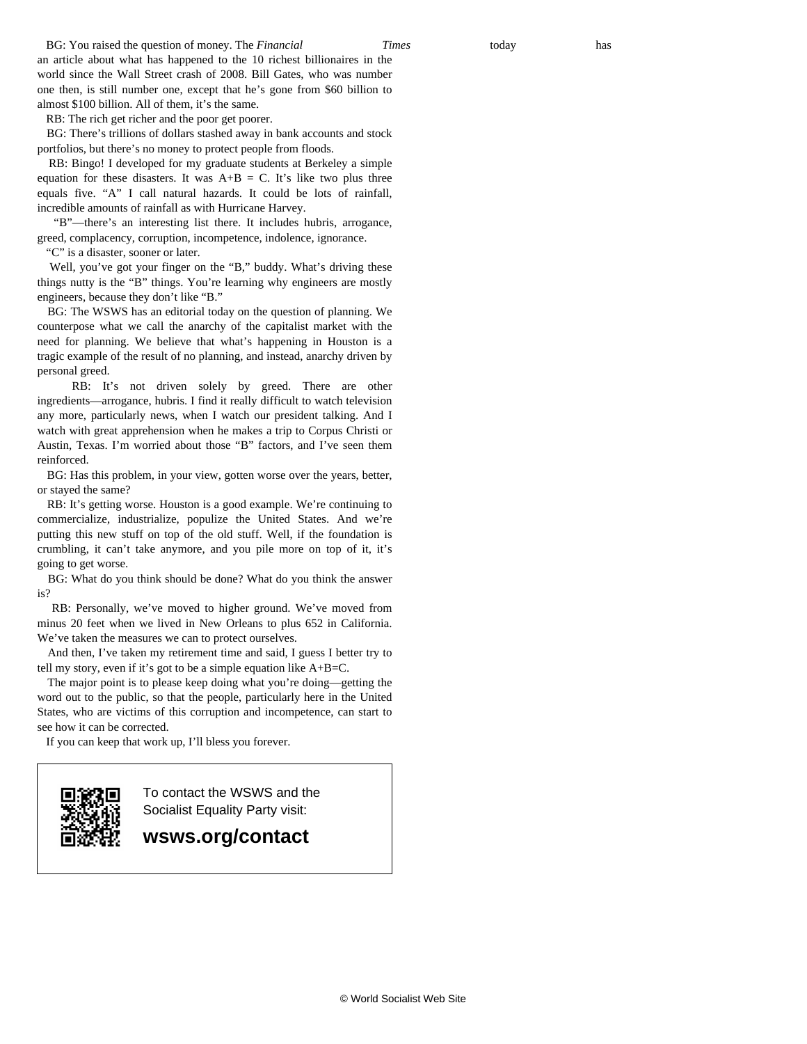BG: You raised the question of money. The *Financial Times* today has an article about what has happened to the 10 richest billionaires in the world since the Wall Street crash of 2008. Bill Gates, who was number one then, is still number one, except that he's gone from $60 billion to almost $100 billion. All of them, it's the same.

RB: The rich get richer and the poor get poorer.

BG: There's trillions of dollars stashed away in bank accounts and stock portfolios, but there's no money to protect people from floods.

RB: Bingo! I developed for my graduate students at Berkeley a simple equation for these disasters. It was A+B = C. It's like two plus three equals five. "A" I call natural hazards. It could be lots of rainfall, incredible amounts of rainfall as with Hurricane Harvey.

"B"—there's an interesting list there. It includes hubris, arrogance, greed, complacency, corruption, incompetence, indolence, ignorance.

"C" is a disaster, sooner or later.

Well, you've got your finger on the "B," buddy. What's driving these things nutty is the "B" things. You're learning why engineers are mostly engineers, because they don't like "B."

BG: The WSWS has an editorial today on the question of planning. We counterpose what we call the anarchy of the capitalist market with the need for planning. We believe that what's happening in Houston is a tragic example of the result of no planning, and instead, anarchy driven by personal greed.

RB: It's not driven solely by greed. There are other ingredients—arrogance, hubris. I find it really difficult to watch television any more, particularly news, when I watch our president talking. And I watch with great apprehension when he makes a trip to Corpus Christi or Austin, Texas. I'm worried about those "B" factors, and I've seen them reinforced.

BG: Has this problem, in your view, gotten worse over the years, better, or stayed the same?

RB: It's getting worse. Houston is a good example. We're continuing to commercialize, industrialize, populize the United States. And we're putting this new stuff on top of the old stuff. Well, if the foundation is crumbling, it can't take anymore, and you pile more on top of it, it's going to get worse.

BG: What do you think should be done? What do you think the answer is?

RB: Personally, we've moved to higher ground. We've moved from minus 20 feet when we lived in New Orleans to plus 652 in California. We've taken the measures we can to protect ourselves.

And then, I've taken my retirement time and said, I guess I better try to tell my story, even if it's got to be a simple equation like A+B=C.

The major point is to please keep doing what you're doing—getting the word out to the public, so that the people, particularly here in the United States, who are victims of this corruption and incompetence, can start to see how it can be corrected.

If you can keep that work up, I'll bless you forever.

To contact the WSWS and the Socialist Equality Party visit:

**wsws.org/contact**